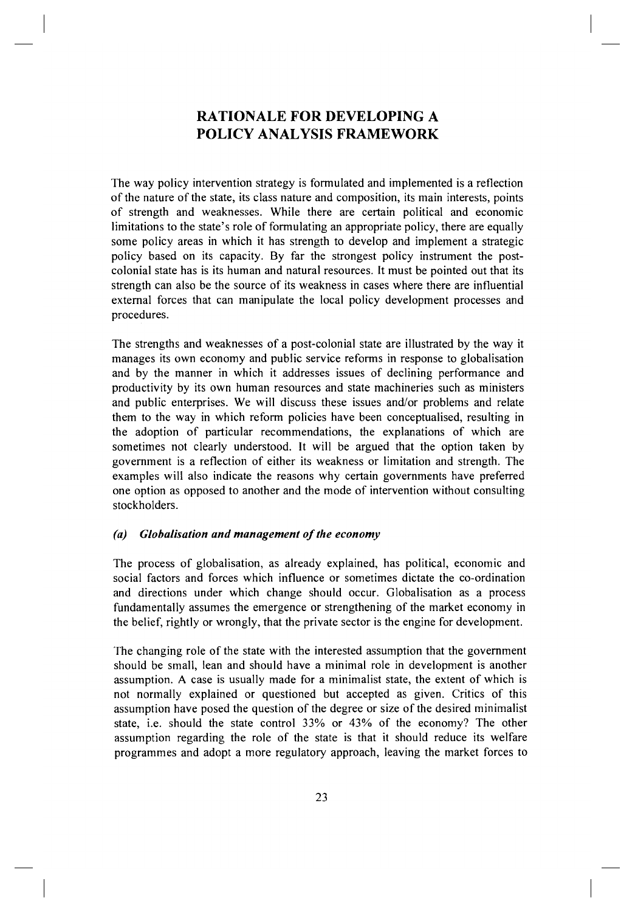# RATIONALE FOR DEVELOPING A POLICY ANALYSIS FRAMEWORK

The way policy intervention strategy is formulated and implemented is a reflection of the nature of the state, its class nature and composition, its main interests, points of strength and weaknesses. While there are certain political and economic limitations to the state's role of formulating an appropriate policy, there are equally some policy areas in which it has strength to develop and implement a strategic policy based on its capacity. By far the strongest policy instrument the post-colonial state has is its human and natural resources. It must be pointed out that its strength can also be the source of its weakness in cases where there are influential external forces that can manipulate the local policy development processes and procedures.

The strengths and weaknesses of a post-colonial state are illustrated by the way it manages its own economy and public service reforms in response to globalisation and by the manner in which it addresses issues of declining performance and productivity by its own human resources and state machineries such as ministers and public enterprises. We will discuss these issues and/or problems and relate them to the way in which reform policies have been conceptualised, resulting in the adoption of particular recommendations, the explanations of which are sometimes not clearly understood. It will be argued that the option taken by government is a reflection of either its weakness or limitation and strength. The examples will also indicate the reasons why certain governments have preferred one option as opposed to another and the mode of intervention without consulting stockholders.

### *(a) Globalisation and management of the economy*

The process of globalisation, as already explained, has political, economic and social factors and forces which influence or sometimes dictate the co-ordination and directions under which change should occur. Globalisation as a process fundamentally assumes the emergence or strengthening of the market economy in the belief, rightly or wrongly, that the private sector is the engine for development.

The changing role of the state with the interested assumption that the government should be small, lean and should have a minimal role in development is another assumption. A case is usually made for a minimalist state, the extent of which is not normally explained or questioned but accepted as given. Critics of this assumption have posed the question of the degree or size of the desired minimalist state, i.e. should the state control 33% or 43% of the economy? The other assumption regarding the role of the state is that it should reduce its welfare programmes and adopt a more regulatory approach, leaving the market forces to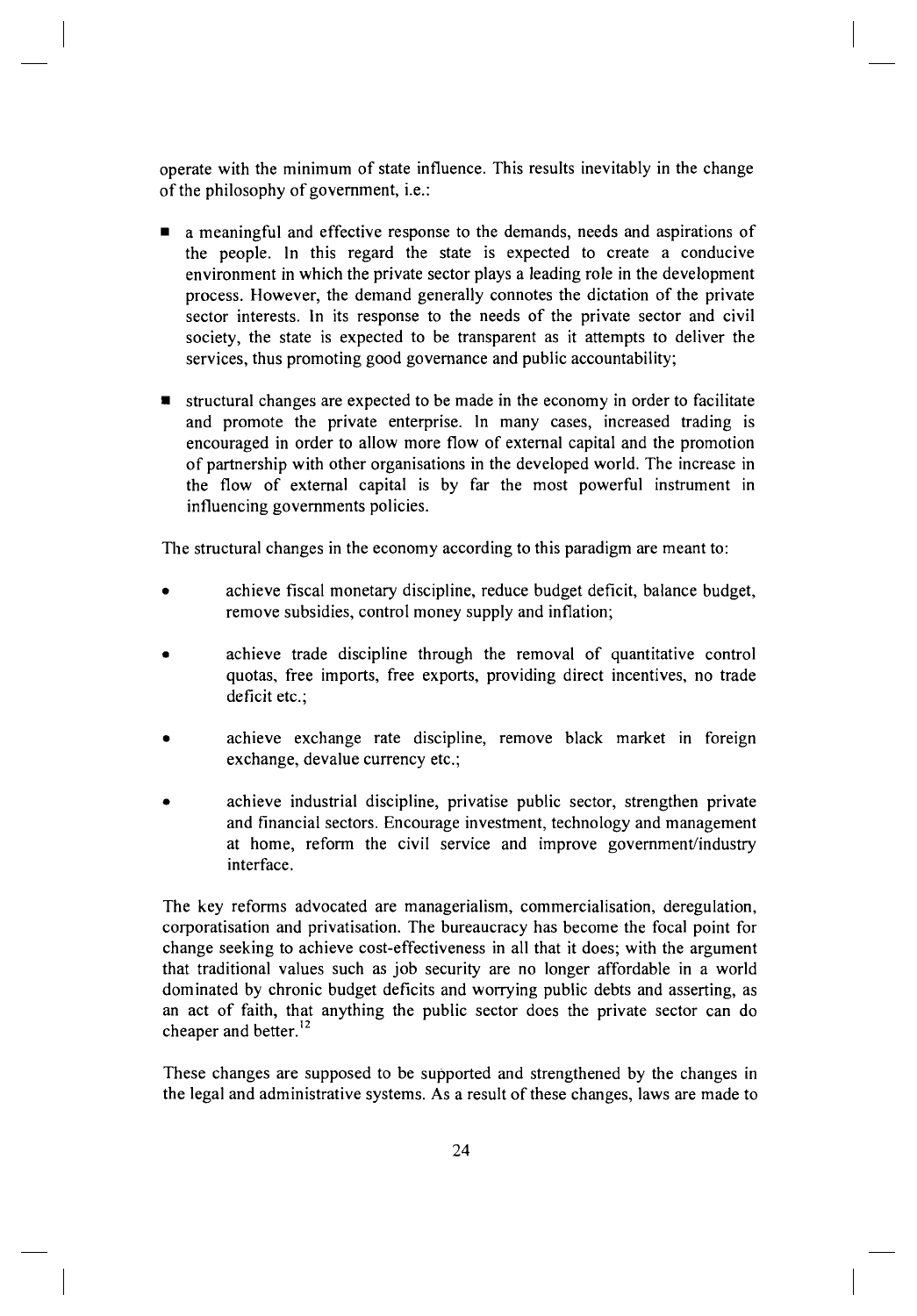operate with the minimum of state influence. This results inevitably in the change of the philosophy of government, i.e.:

- a meaningful and effective response to the demands, needs and aspirations of the people. In this regard the state is expected to create a conducive environment in which the private sector plays a leading role in the development process. However, the demand generally connotes the dictation of the private sector interests. In its response to the needs of the private sector and civil society, the state is expected to be transparent as it attempts to deliver the services, thus promoting good governance and public accountability;

- structural changes are expected to be made in the economy in order to facilitate and promote the private enterprise. In many cases, increased trading is encouraged in order to allow more flow of external capital and the promotion of partnership with other organisations in the developed world. The increase in the flow of external capital is by far the most powerful instrument in influencing governments policies.

The structural changes in the economy according to this paradigm are meant to:

- achieve fiscal monetary discipline, reduce budget deficit, balance budget, remove subsidies, control money supply and inflation;

- achieve trade discipline through the removal of quantitative control quotas, free imports, free exports, providing direct incentives, no trade deficit etc.;

- achieve exchange rate discipline, remove black market in foreign exchange, devalue currency etc.;

- achieve industrial discipline, privatise public sector, strengthen private and financial sectors. Encourage investment, technology and management at home, reform the civil service and improve government/industry interface.

The key reforms advocated are managerialism, commercialisation, deregulation, corporatisation and privatisation. The bureaucracy has become the focal point for change seeking to achieve cost-effectiveness in all that it does; with the argument that traditional values such as job security are no longer affordable in a world dominated by chronic budget deficits and worrying public debts and asserting, as an act of faith, that anything the public sector does the private sector can do cheaper and better.[12]

These changes are supposed to be supported and strengthened by the changes in the legal and administrative systems. As a result of these changes, laws are made to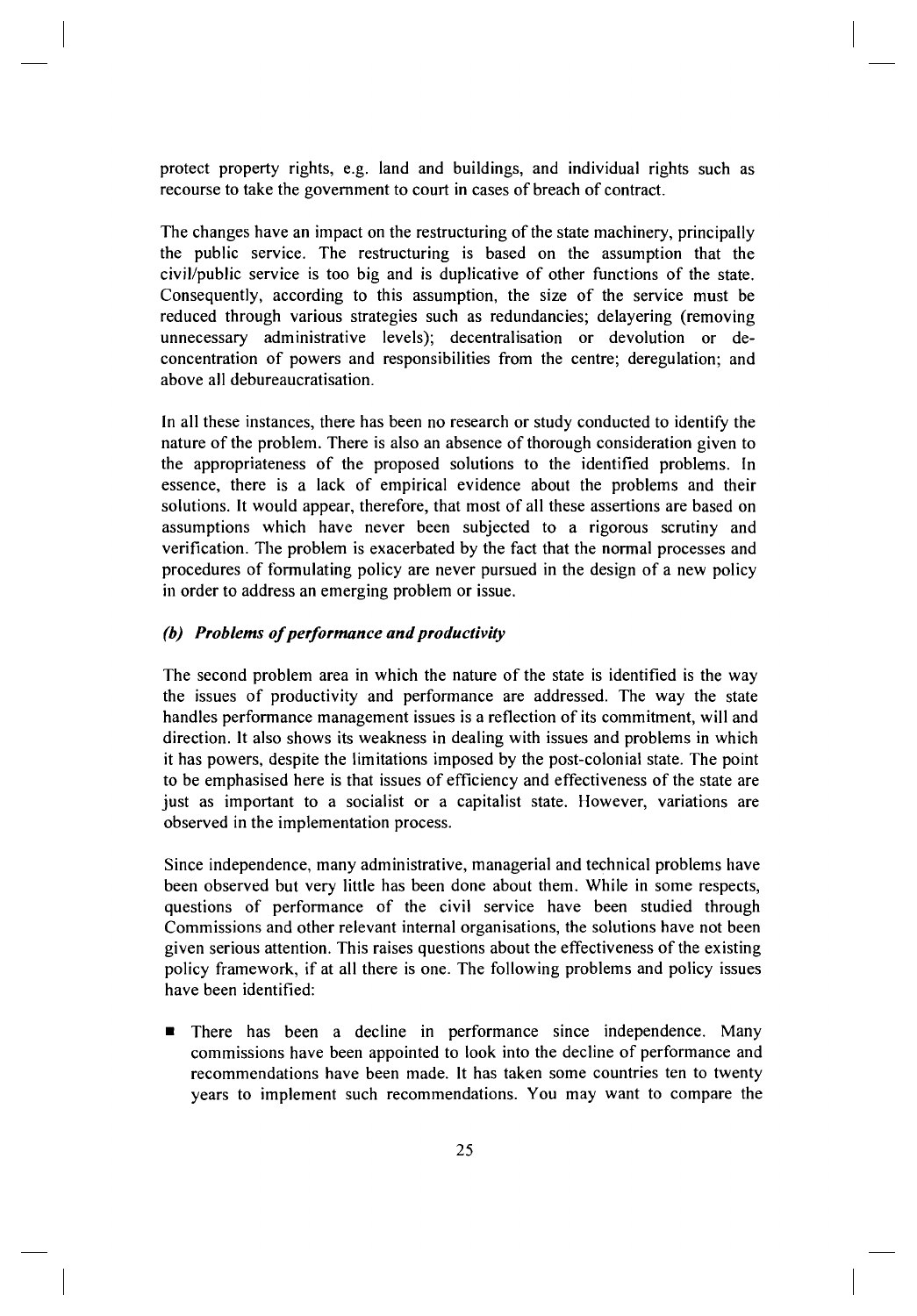protect property rights, e.g. land and buildings, and individual rights such as recourse to take the government to court in cases of breach of contract.

The changes have an impact on the restructuring of the state machinery, principally the public service. The restructuring is based on the assumption that the civil/public service is too big and is duplicative of other functions of the state. Consequently, according to this assumption, the size of the service must be reduced through various strategies such as redundancies; delayering (removing unnecessary administrative levels); decentralisation or devolution or de-concentration of powers and responsibilities from the centre; deregulation; and above all debureaucratisation.

In all these instances, there has been no research or study conducted to identify the nature of the problem. There is also an absence of thorough consideration given to the appropriateness of the proposed solutions to the identified problems. In essence, there is a lack of empirical evidence about the problems and their solutions. It would appear, therefore, that most of all these assertions are based on assumptions which have never been subjected to a rigorous scrutiny and verification. The problem is exacerbated by the fact that the normal processes and procedures of formulating policy are never pursued in the design of a new policy in order to address an emerging problem or issue.

### *(b) Problems of performance and productivity*

The second problem area in which the nature of the state is identified is the way the issues of productivity and performance are addressed. The way the state handles performance management issues is a reflection of its commitment, will and direction. It also shows its weakness in dealing with issues and problems in which it has powers, despite the limitations imposed by the post-colonial state. The point to be emphasised here is that issues of efficiency and effectiveness of the state are just as important to a socialist or a capitalist state. However, variations are observed in the implementation process.

Since independence, many administrative, managerial and technical problems have been observed but very little has been done about them. While in some respects, questions of performance of the civil service have been studied through Commissions and other relevant internal organisations, the solutions have not been given serious attention. This raises questions about the effectiveness of the existing policy framework, if at all there is one. The following problems and policy issues have been identified:

- There has been a decline in performance since independence. Many commissions have been appointed to look into the decline of performance and recommendations have been made. It has taken some countries ten to twenty years to implement such recommendations. You may want to compare the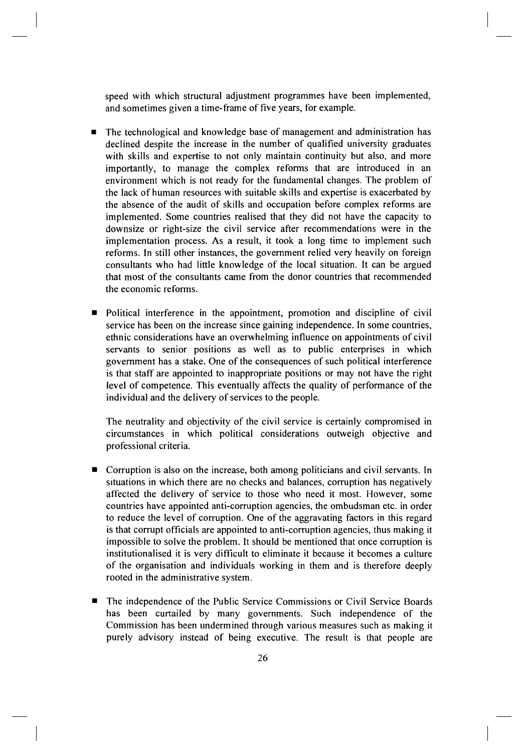speed with which structural adjustment programmes have been implemented, and sometimes given a time-frame of five years, for example.

- The technological and knowledge base of management and administration has declined despite the increase in the number of qualified university graduates with skills and expertise to not only maintain continuity but also, and more importantly, to manage the complex reforms that are introduced in an environment which is not ready for the fundamental changes. The problem of the lack of human resources with suitable skills and expertise is exacerbated by the absence of the audit of skills and occupation before complex reforms are implemented. Some countries realised that they did not have the capacity to downsize or right-size the civil service after recommendations were in the implementation process. As a result, it took a long time to implement such reforms. In still other instances, the government relied very heavily on foreign consultants who had little knowledge of the local situation. It can be argued that most of the consultants came from the donor countries that recommended the economic reforms.

- Political interference in the appointment, promotion and discipline of civil service has been on the increase since gaining independence. In some countries, ethnic considerations have an overwhelming influence on appointments of civil servants to senior positions as well as to public enterprises in which government has a stake. One of the consequences of such political interference is that staff are appointed to inappropriate positions or may not have the right level of competence. This eventually affects the quality of performance of the individual and the delivery of services to the people.

  The neutrality and objectivity of the civil service is certainly compromised in circumstances in which political considerations outweigh objective and professional criteria.

- Corruption is also on the increase, both among politicians and civil servants. In situations in which there are no checks and balances, corruption has negatively affected the delivery of service to those who need it most. However, some countries have appointed anti-corruption agencies, the ombudsman etc. in order to reduce the level of corruption. One of the aggravating factors in this regard is that corrupt officials are appointed to anti-corruption agencies, thus making it impossible to solve the problem. It should be mentioned that once corruption is institutionalised it is very difficult to eliminate it because it becomes a culture of the organisation and individuals working in them and is therefore deeply rooted in the administrative system.

- The independence of the Public Service Commissions or Civil Service Boards has been curtailed by many governments. Such independence of the Commission has been undermined through various measures such as making it purely advisory instead of being executive. The result is that people are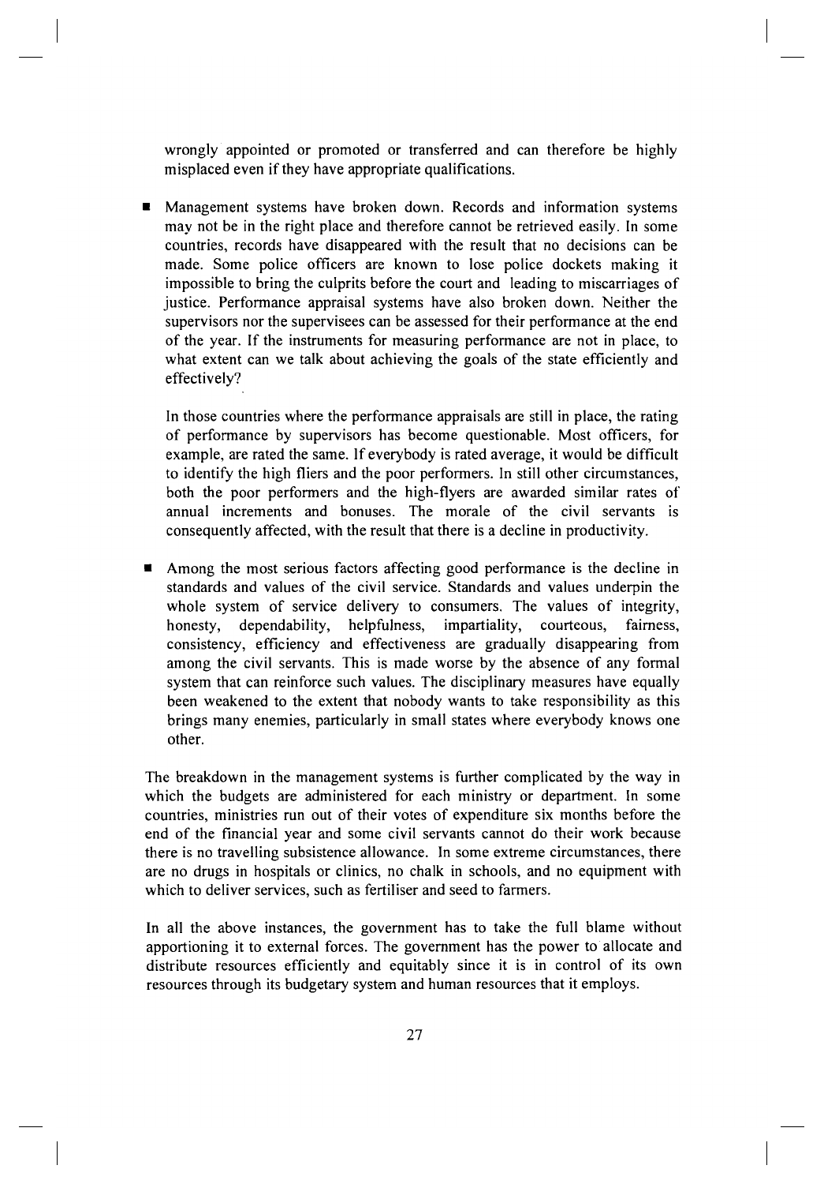wrongly appointed or promoted or transferred and can therefore be highly misplaced even if they have appropriate qualifications.

- Management systems have broken down. Records and information systems may not be in the right place and therefore cannot be retrieved easily. In some countries, records have disappeared with the result that no decisions can be made. Some police officers are known to lose police dockets making it impossible to bring the culprits before the court and leading to miscarriages of justice. Performance appraisal systems have also broken down. Neither the supervisors nor the supervisees can be assessed for their performance at the end of the year. If the instruments for measuring performance are not in place, to what extent can we talk about achieving the goals of the state efficiently and effectively?

  In those countries where the performance appraisals are still in place, the rating of performance by supervisors has become questionable. Most officers, for example, are rated the same. If everybody is rated average, it would be difficult to identify the high fliers and the poor performers. In still other circumstances, both the poor performers and the high-flyers are awarded similar rates of annual increments and bonuses. The morale of the civil servants is consequently affected, with the result that there is a decline in productivity.

- Among the most serious factors affecting good performance is the decline in standards and values of the civil service. Standards and values underpin the whole system of service delivery to consumers. The values of integrity, honesty, dependability, helpfulness, impartiality, courteous, fairness, consistency, efficiency and effectiveness are gradually disappearing from among the civil servants. This is made worse by the absence of any formal system that can reinforce such values. The disciplinary measures have equally been weakened to the extent that nobody wants to take responsibility as this brings many enemies, particularly in small states where everybody knows one other.

The breakdown in the management systems is further complicated by the way in which the budgets are administered for each ministry or department. In some countries, ministries run out of their votes of expenditure six months before the end of the financial year and some civil servants cannot do their work because there is no travelling subsistence allowance. In some extreme circumstances, there are no drugs in hospitals or clinics, no chalk in schools, and no equipment with which to deliver services, such as fertiliser and seed to farmers.

In all the above instances, the government has to take the full blame without apportioning it to external forces. The government has the power to allocate and distribute resources efficiently and equitably since it is in control of its own resources through its budgetary system and human resources that it employs.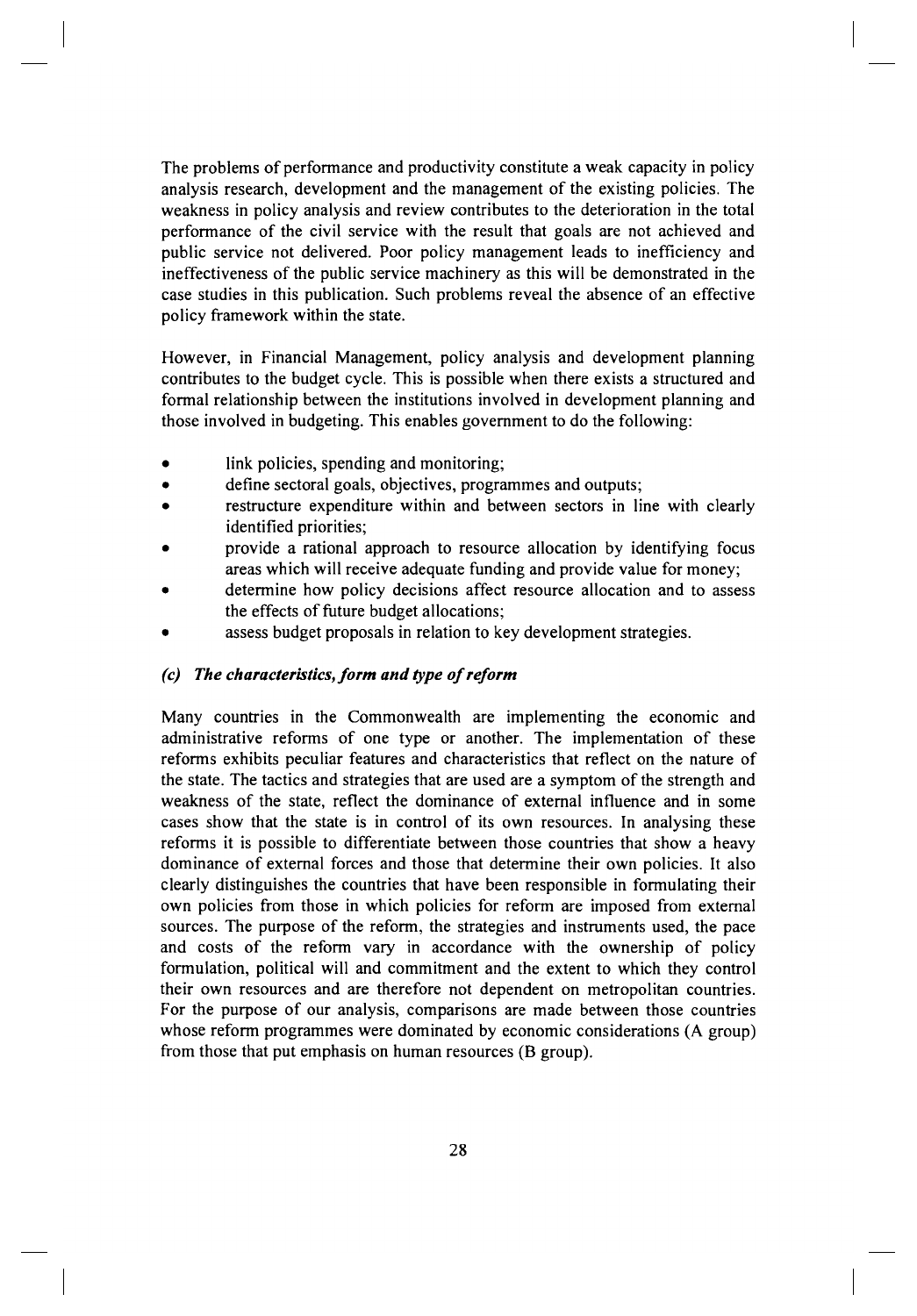The problems of performance and productivity constitute a weak capacity in policy analysis research, development and the management of the existing policies. The weakness in policy analysis and review contributes to the deterioration in the total performance of the civil service with the result that goals are not achieved and public service not delivered. Poor policy management leads to inefficiency and ineffectiveness of the public service machinery as this will be demonstrated in the case studies in this publication. Such problems reveal the absence of an effective policy framework within the state.

However, in Financial Management, policy analysis and development planning contributes to the budget cycle. This is possible when there exists a structured and formal relationship between the institutions involved in development planning and those involved in budgeting. This enables government to do the following:

- link policies, spending and monitoring;
- define sectoral goals, objectives, programmes and outputs;
- restructure expenditure within and between sectors in line with clearly identified priorities;
- provide a rational approach to resource allocation by identifying focus areas which will receive adequate funding and provide value for money;
- determine how policy decisions affect resource allocation and to assess the effects of future budget allocations;
- assess budget proposals in relation to key development strategies.

### *(c) The characteristics, form and type of reform*

Many countries in the Commonwealth are implementing the economic and administrative reforms of one type or another. The implementation of these reforms exhibits peculiar features and characteristics that reflect on the nature of the state. The tactics and strategies that are used are a symptom of the strength and weakness of the state, reflect the dominance of external influence and in some cases show that the state is in control of its own resources. In analysing these reforms it is possible to differentiate between those countries that show a heavy dominance of external forces and those that determine their own policies. It also clearly distinguishes the countries that have been responsible in formulating their own policies from those in which policies for reform are imposed from external sources. The purpose of the reform, the strategies and instruments used, the pace and costs of the reform vary in accordance with the ownership of policy formulation, political will and commitment and the extent to which they control their own resources and are therefore not dependent on metropolitan countries. For the purpose of our analysis, comparisons are made between those countries whose reform programmes were dominated by economic considerations (A group) from those that put emphasis on human resources (B group).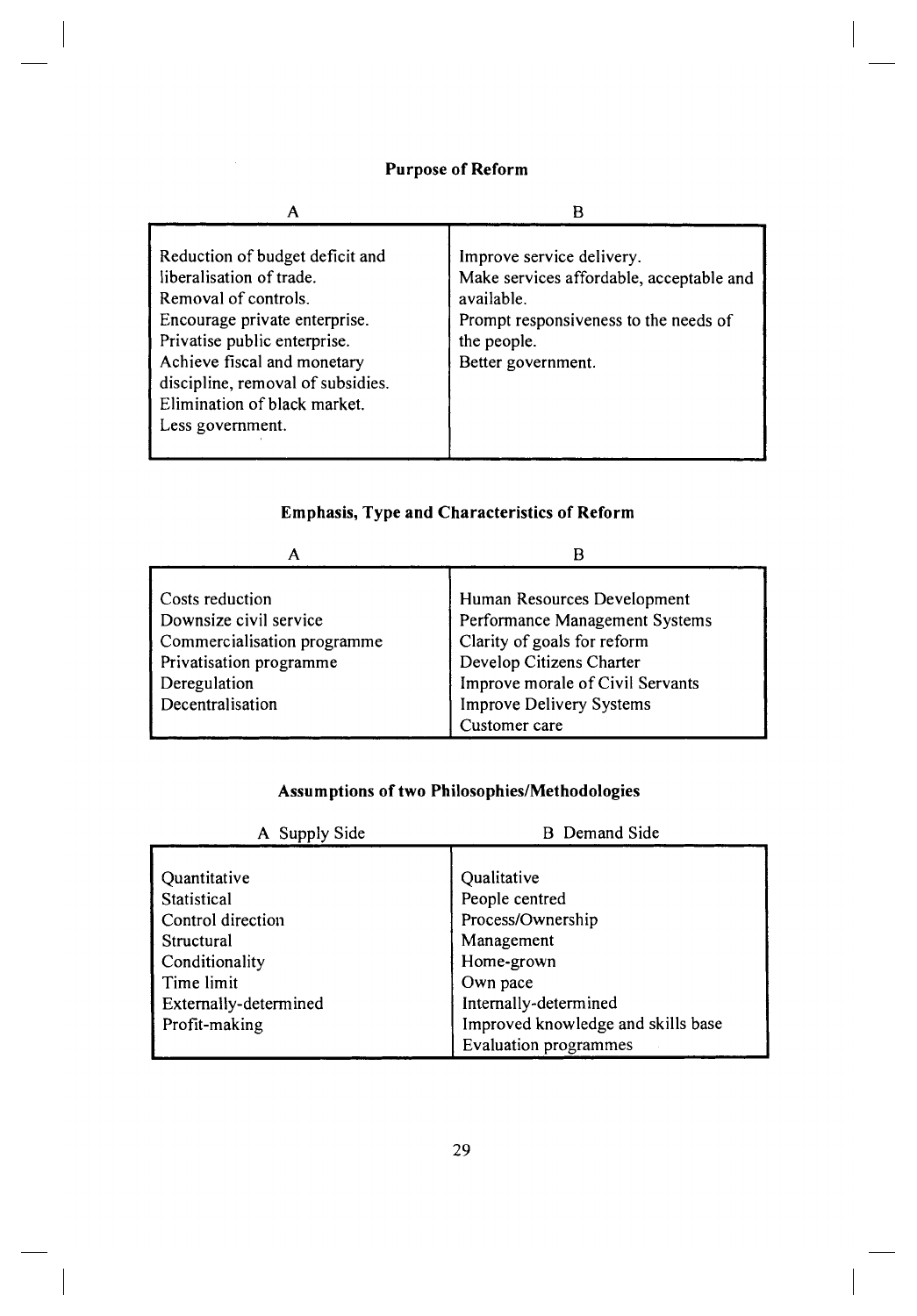**Purpose of Reform**

| A | B |
| --- | --- |
| Reduction of budget deficit and liberalisation of trade.<br>Removal of controls.<br>Encourage private enterprise.<br>Privatise public enterprise.<br>Achieve fiscal and monetary discipline, removal of subsidies.<br>Elimination of black market.<br>Less government. | Improve service delivery.<br>Make services affordable, acceptable and available.<br>Prompt responsiveness to the needs of the people.<br>Better government. |

**Emphasis, Type and Characteristics of Reform**

| A | B |
| --- | --- |
| Costs reduction<br>Downsize civil service<br>Commercialisation programme<br>Privatisation programme<br>Deregulation<br>Decentralisation | Human Resources Development<br>Performance Management Systems<br>Clarity of goals for reform<br>Develop Citizens Charter<br>Improve morale of Civil Servants<br>Improve Delivery Systems<br>Customer care |

**Assumptions of two Philosophies/Methodologies**

| A Supply Side | B Demand Side |
| --- | --- |
| Quantitative<br>Statistical<br>Control direction<br>Structural<br>Conditionality<br>Time limit<br>Externally-determined<br>Profit-making | Qualitative<br>People centred<br>Process/Ownership<br>Management<br>Home-grown<br>Own pace<br>Internally-determined<br>Improved knowledge and skills base<br>Evaluation programmes |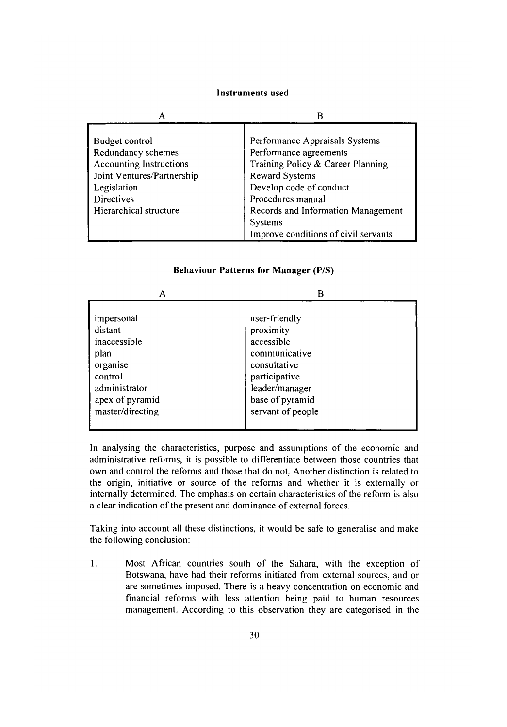**Instruments used**

| A | B |
| --- | --- |
| Budget control | Performance Appraisals Systems |
| Redundancy schemes | Performance agreements |
| Accounting Instructions | Training Policy & Career Planning |
| Joint Ventures/Partnership | Reward Systems |
| Legislation | Develop code of conduct |
| Directives | Procedures manual |
| Hierarchical structure | Records and Information Management Systems |
| | Improve conditions of civil servants |

**Behaviour Patterns for Manager (P/S)**

| A | B |
| --- | --- |
| impersonal | user-friendly |
| distant | proximity |
| inaccessible | accessible |
| plan | communicative |
| organise | consultative |
| control | participative |
| administrator | leader/manager |
| apex of pyramid | base of pyramid |
| master/directing | servant of people |

In analysing the characteristics, purpose and assumptions of the economic and administrative reforms, it is possible to differentiate between those countries that own and control the reforms and those that do not. Another distinction is related to the origin, initiative or source of the reforms and whether it is externally or internally determined. The emphasis on certain characteristics of the reform is also a clear indication of the present and dominance of external forces.

Taking into account all these distinctions, it would be safe to generalise and make the following conclusion:

1. Most African countries south of the Sahara, with the exception of Botswana, have had their reforms initiated from external sources, and or are sometimes imposed. There is a heavy concentration on economic and financial reforms with less attention being paid to human resources management. According to this observation they are categorised in the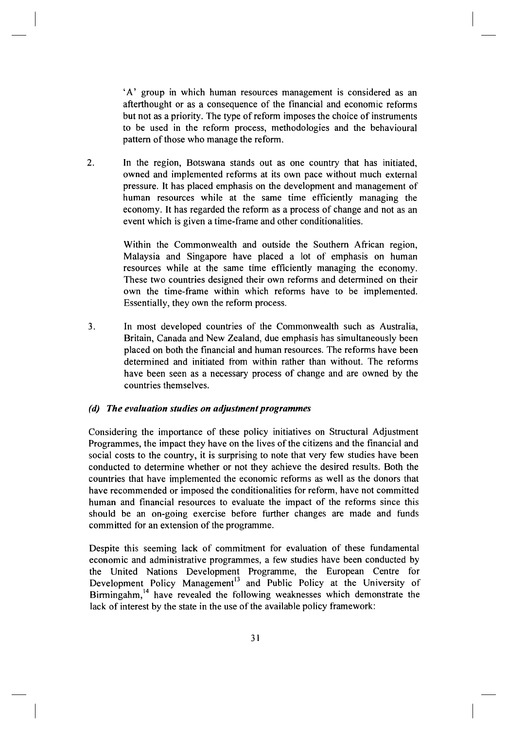'A' group in which human resources management is considered as an afterthought or as a consequence of the financial and economic reforms but not as a priority. The type of reform imposes the choice of instruments to be used in the reform process, methodologies and the behavioural pattern of those who manage the reform.

2. In the region, Botswana stands out as one country that has initiated, owned and implemented reforms at its own pace without much external pressure. It has placed emphasis on the development and management of human resources while at the same time efficiently managing the economy. It has regarded the reform as a process of change and not as an event which is given a time-frame and other conditionalities.

   Within the Commonwealth and outside the Southern African region, Malaysia and Singapore have placed a lot of emphasis on human resources while at the same time efficiently managing the economy. These two countries designed their own reforms and determined on their own the time-frame within which reforms have to be implemented. Essentially, they own the reform process.

3. In most developed countries of the Commonwealth such as Australia, Britain, Canada and New Zealand, due emphasis has simultaneously been placed on both the financial and human resources. The reforms have been determined and initiated from within rather than without. The reforms have been seen as a necessary process of change and are owned by the countries themselves.

### *(d) The evaluation studies on adjustment programmes*

Considering the importance of these policy initiatives on Structural Adjustment Programmes, the impact they have on the lives of the citizens and the financial and social costs to the country, it is surprising to note that very few studies have been conducted to determine whether or not they achieve the desired results. Both the countries that have implemented the economic reforms as well as the donors that have recommended or imposed the conditionalities for reform, have not committed human and financial resources to evaluate the impact of the reforms since this should be an on-going exercise before further changes are made and funds committed for an extension of the programme.

Despite this seeming lack of commitment for evaluation of these fundamental economic and administrative programmes, a few studies have been conducted by the United Nations Development Programme, the European Centre for Development Policy Management[13] and Public Policy at the University of Birmingahm,[14] have revealed the following weaknesses which demonstrate the lack of interest by the state in the use of the available policy framework: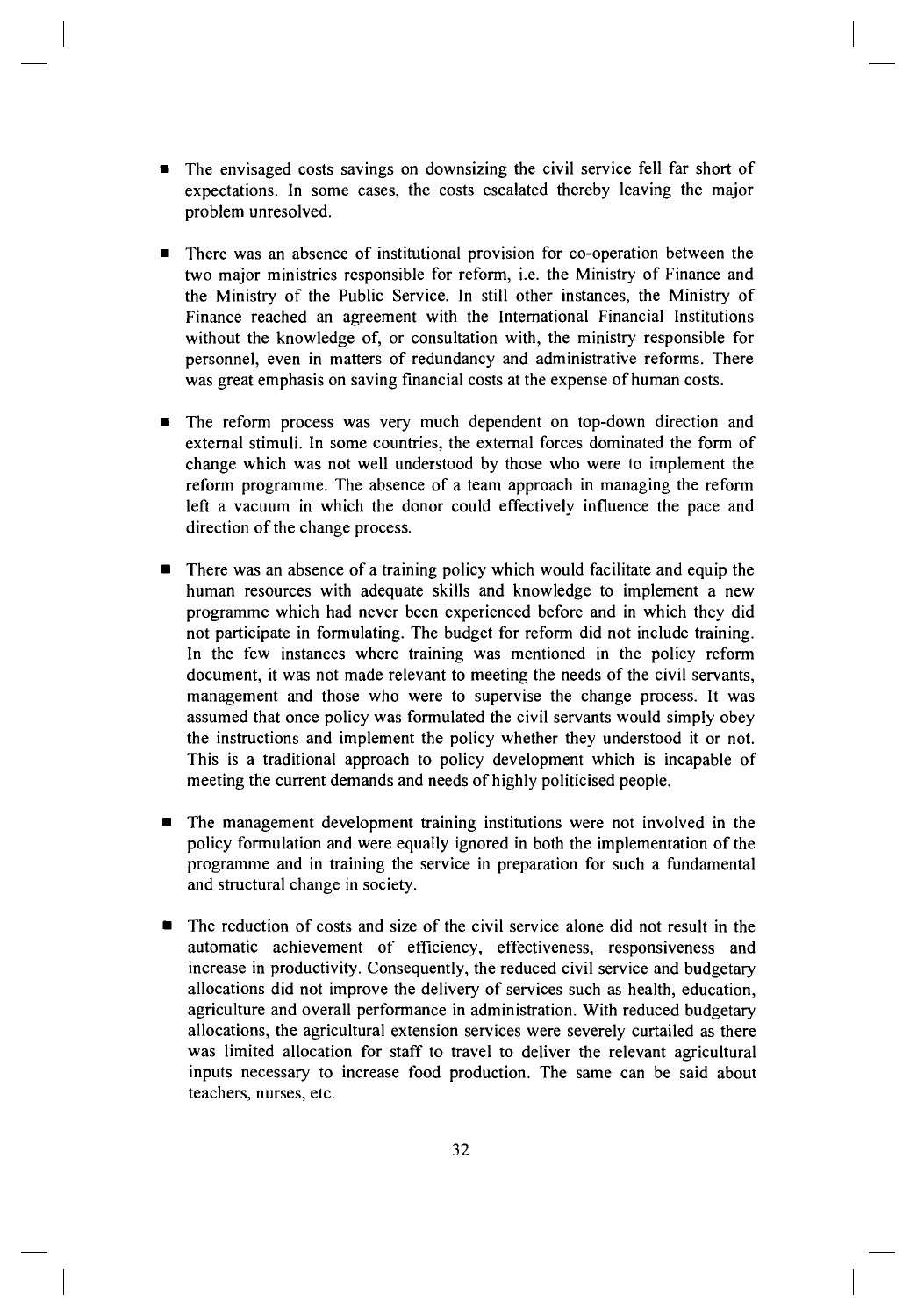- The envisaged costs savings on downsizing the civil service fell far short of expectations. In some cases, the costs escalated thereby leaving the major problem unresolved.

- There was an absence of institutional provision for co-operation between the two major ministries responsible for reform, i.e. the Ministry of Finance and the Ministry of the Public Service. In still other instances, the Ministry of Finance reached an agreement with the International Financial Institutions without the knowledge of, or consultation with, the ministry responsible for personnel, even in matters of redundancy and administrative reforms. There was great emphasis on saving financial costs at the expense of human costs.

- The reform process was very much dependent on top-down direction and external stimuli. In some countries, the external forces dominated the form of change which was not well understood by those who were to implement the reform programme. The absence of a team approach in managing the reform left a vacuum in which the donor could effectively influence the pace and direction of the change process.

- There was an absence of a training policy which would facilitate and equip the human resources with adequate skills and knowledge to implement a new programme which had never been experienced before and in which they did not participate in formulating. The budget for reform did not include training. In the few instances where training was mentioned in the policy reform document, it was not made relevant to meeting the needs of the civil servants, management and those who were to supervise the change process. It was assumed that once policy was formulated the civil servants would simply obey the instructions and implement the policy whether they understood it or not. This is a traditional approach to policy development which is incapable of meeting the current demands and needs of highly politicised people.

- The management development training institutions were not involved in the policy formulation and were equally ignored in both the implementation of the programme and in training the service in preparation for such a fundamental and structural change in society.

- The reduction of costs and size of the civil service alone did not result in the automatic achievement of efficiency, effectiveness, responsiveness and increase in productivity. Consequently, the reduced civil service and budgetary allocations did not improve the delivery of services such as health, education, agriculture and overall performance in administration. With reduced budgetary allocations, the agricultural extension services were severely curtailed as there was limited allocation for staff to travel to deliver the relevant agricultural inputs necessary to increase food production. The same can be said about teachers, nurses, etc.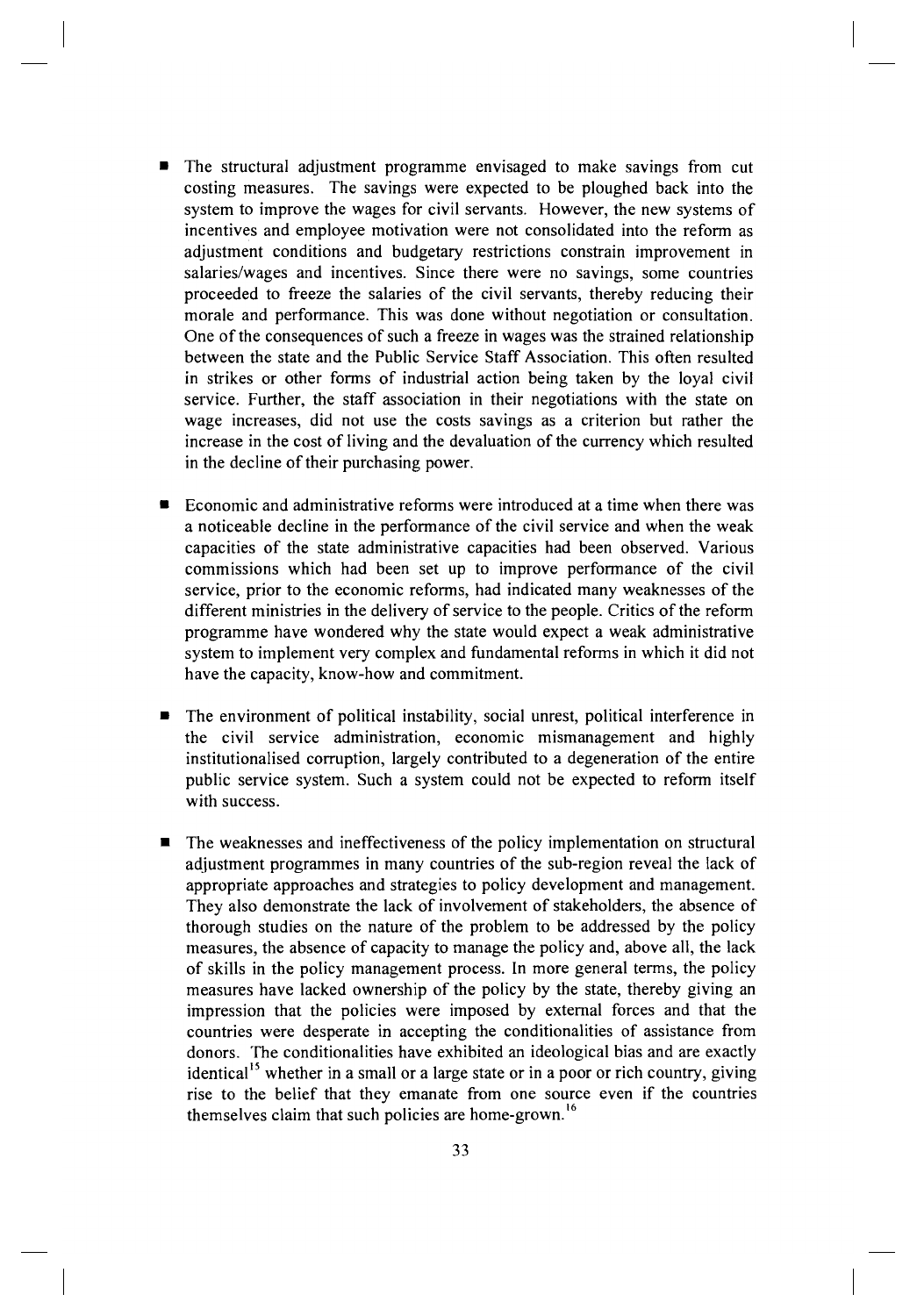- The structural adjustment programme envisaged to make savings from cut costing measures. The savings were expected to be ploughed back into the system to improve the wages for civil servants. However, the new systems of incentives and employee motivation were not consolidated into the reform as adjustment conditions and budgetary restrictions constrain improvement in salaries/wages and incentives. Since there were no savings, some countries proceeded to freeze the salaries of the civil servants, thereby reducing their morale and performance. This was done without negotiation or consultation. One of the consequences of such a freeze in wages was the strained relationship between the state and the Public Service Staff Association. This often resulted in strikes or other forms of industrial action being taken by the loyal civil service. Further, the staff association in their negotiations with the state on wage increases, did not use the costs savings as a criterion but rather the increase in the cost of living and the devaluation of the currency which resulted in the decline of their purchasing power.

- Economic and administrative reforms were introduced at a time when there was a noticeable decline in the performance of the civil service and when the weak capacities of the state administrative capacities had been observed. Various commissions which had been set up to improve performance of the civil service, prior to the economic reforms, had indicated many weaknesses of the different ministries in the delivery of service to the people. Critics of the reform programme have wondered why the state would expect a weak administrative system to implement very complex and fundamental reforms in which it did not have the capacity, know-how and commitment.

- The environment of political instability, social unrest, political interference in the civil service administration, economic mismanagement and highly institutionalised corruption, largely contributed to a degeneration of the entire public service system. Such a system could not be expected to reform itself with success.

- The weaknesses and ineffectiveness of the policy implementation on structural adjustment programmes in many countries of the sub-region reveal the lack of appropriate approaches and strategies to policy development and management. They also demonstrate the lack of involvement of stakeholders, the absence of thorough studies on the nature of the problem to be addressed by the policy measures, the absence of capacity to manage the policy and, above all, the lack of skills in the policy management process. In more general terms, the policy measures have lacked ownership of the policy by the state, thereby giving an impression that the policies were imposed by external forces and that the countries were desperate in accepting the conditionalities of assistance from donors. The conditionalities have exhibited an ideological bias and are exactly identical[15] whether in a small or a large state or in a poor or rich country, giving rise to the belief that they emanate from one source even if the countries themselves claim that such policies are home-grown.[16]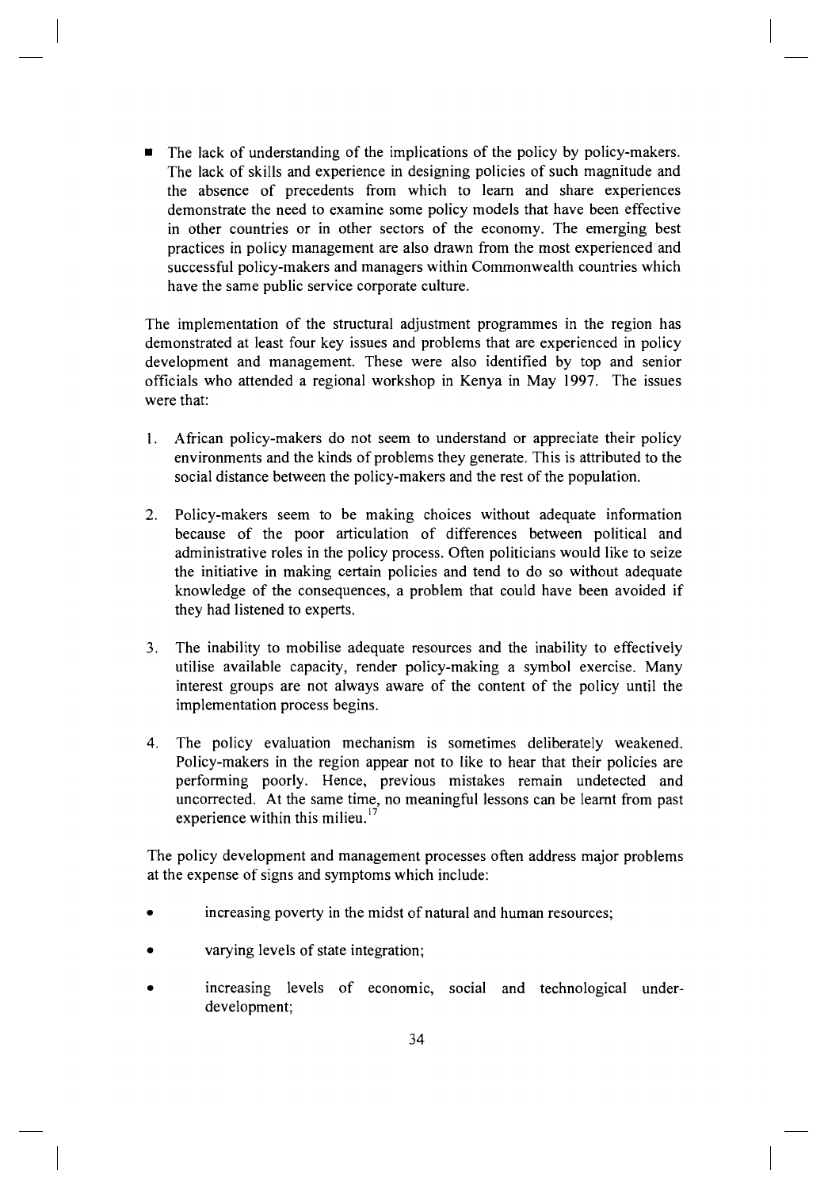- The lack of understanding of the implications of the policy by policy-makers. The lack of skills and experience in designing policies of such magnitude and the absence of precedents from which to learn and share experiences demonstrate the need to examine some policy models that have been effective in other countries or in other sectors of the economy. The emerging best practices in policy management are also drawn from the most experienced and successful policy-makers and managers within Commonwealth countries which have the same public service corporate culture.

The implementation of the structural adjustment programmes in the region has demonstrated at least four key issues and problems that are experienced in policy development and management. These were also identified by top and senior officials who attended a regional workshop in Kenya in May 1997. The issues were that:

1. African policy-makers do not seem to understand or appreciate their policy environments and the kinds of problems they generate. This is attributed to the social distance between the policy-makers and the rest of the population.

2. Policy-makers seem to be making choices without adequate information because of the poor articulation of differences between political and administrative roles in the policy process. Often politicians would like to seize the initiative in making certain policies and tend to do so without adequate knowledge of the consequences, a problem that could have been avoided if they had listened to experts.

3. The inability to mobilise adequate resources and the inability to effectively utilise available capacity, render policy-making a symbol exercise. Many interest groups are not always aware of the content of the policy until the implementation process begins.

4. The policy evaluation mechanism is sometimes deliberately weakened. Policy-makers in the region appear not to like to hear that their policies are performing poorly. Hence, previous mistakes remain undetected and uncorrected. At the same time, no meaningful lessons can be learnt from past experience within this milieu.[17]

The policy development and management processes often address major problems at the expense of signs and symptoms which include:

- increasing poverty in the midst of natural and human resources;
- varying levels of state integration;
- increasing levels of economic, social and technological under-development;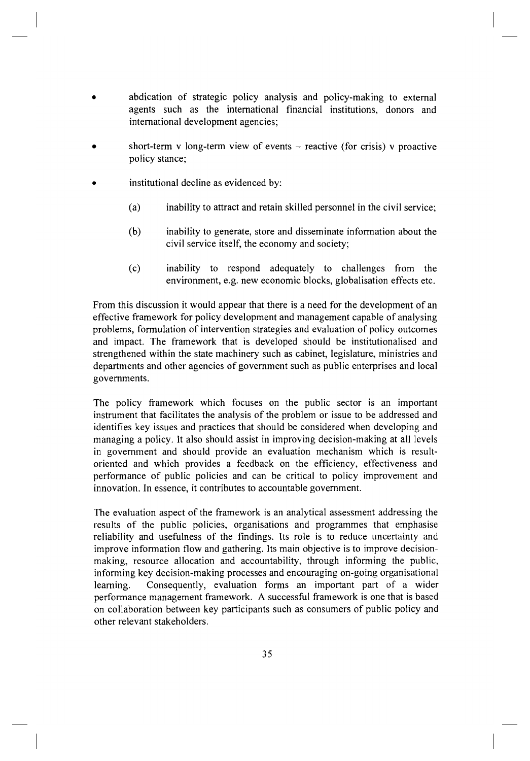- abdication of strategic policy analysis and policy-making to external agents such as the international financial institutions, donors and international development agencies;

- short-term v long-term view of events – reactive (for crisis) v proactive policy stance;

- institutional decline as evidenced by:

  (a) inability to attract and retain skilled personnel in the civil service;

  (b) inability to generate, store and disseminate information about the civil service itself, the economy and society;

  (c) inability to respond adequately to challenges from the environment, e.g. new economic blocks, globalisation effects etc.

From this discussion it would appear that there is a need for the development of an effective framework for policy development and management capable of analysing problems, formulation of intervention strategies and evaluation of policy outcomes and impact. The framework that is developed should be institutionalised and strengthened within the state machinery such as cabinet, legislature, ministries and departments and other agencies of government such as public enterprises and local governments.

The policy framework which focuses on the public sector is an important instrument that facilitates the analysis of the problem or issue to be addressed and identifies key issues and practices that should be considered when developing and managing a policy. It also should assist in improving decision-making at all levels in government and should provide an evaluation mechanism which is result-oriented and which provides a feedback on the efficiency, effectiveness and performance of public policies and can be critical to policy improvement and innovation. In essence, it contributes to accountable government.

The evaluation aspect of the framework is an analytical assessment addressing the results of the public policies, organisations and programmes that emphasise reliability and usefulness of the findings. Its role is to reduce uncertainty and improve information flow and gathering. Its main objective is to improve decision-making, resource allocation and accountability, through informing the public, informing key decision-making processes and encouraging on-going organisational learning. Consequently, evaluation forms an important part of a wider performance management framework. A successful framework is one that is based on collaboration between key participants such as consumers of public policy and other relevant stakeholders.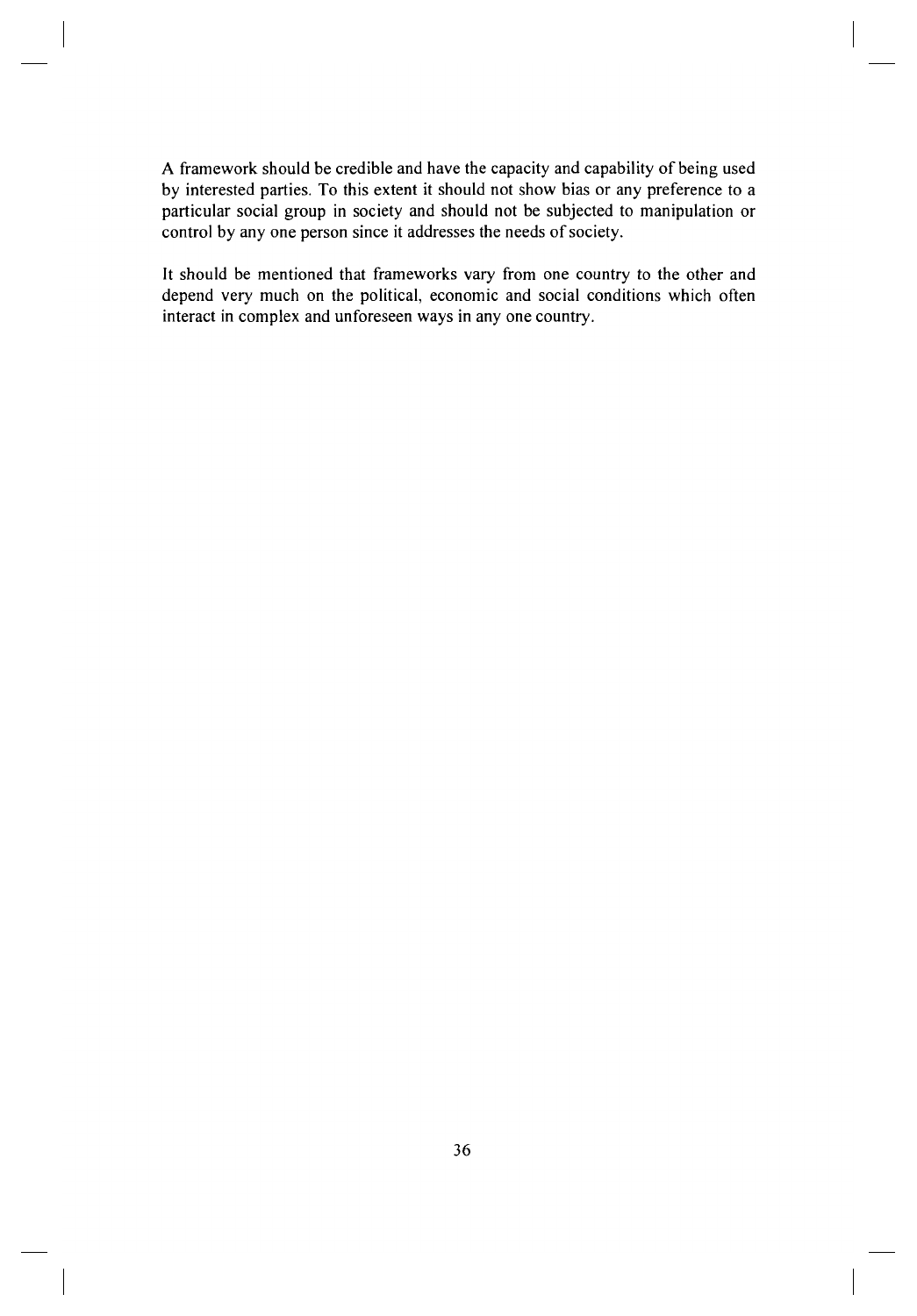A framework should be credible and have the capacity and capability of being used by interested parties. To this extent it should not show bias or any preference to a particular social group in society and should not be subjected to manipulation or control by any one person since it addresses the needs of society.

It should be mentioned that frameworks vary from one country to the other and depend very much on the political, economic and social conditions which often interact in complex and unforeseen ways in any one country.